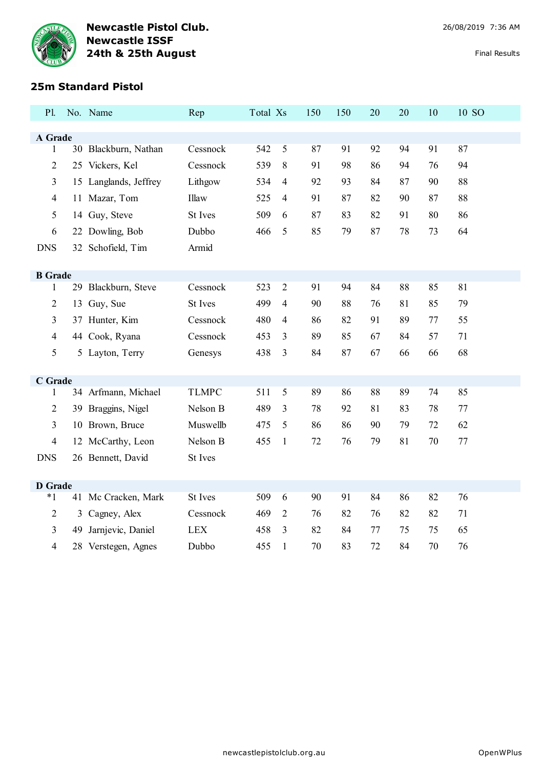# Newcastle Pistol Club.
# Newcastle ISSF
# 24th & 25th August

26/08/2019 7:36 AM

Final Results

## 25m Standard Pistol

| Pl. | No. | Name | Rep | Total | Xs | 150 | 150 | 20 | 20 | 10 | 10 | SO |
|---|---|---|---|---|---|---|---|---|---|---|---|---|
| **A Grade** | | | | | | | | | | | | |
| 1 | 30 | Blackburn, Nathan | Cessnock | 542 | 5 | 87 | 91 | 92 | 94 | 91 | 87 | |
| 2 | 25 | Vickers, Kel | Cessnock | 539 | 8 | 91 | 98 | 86 | 94 | 76 | 94 | |
| 3 | 15 | Langlands, Jeffrey | Lithgow | 534 | 4 | 92 | 93 | 84 | 87 | 90 | 88 | |
| 4 | 11 | Mazar, Tom | Illaw | 525 | 4 | 91 | 87 | 82 | 90 | 87 | 88 | |
| 5 | 14 | Guy, Steve | St Ives | 509 | 6 | 87 | 83 | 82 | 91 | 80 | 86 | |
| 6 | 22 | Dowling, Bob | Dubbo | 466 | 5 | 85 | 79 | 87 | 78 | 73 | 64 | |
| DNS | 32 | Schofield, Tim | Armid | | | | | | | | | |
| **B Grade** | | | | | | | | | | | | |
| 1 | 29 | Blackburn, Steve | Cessnock | 523 | 2 | 91 | 94 | 84 | 88 | 85 | 81 | |
| 2 | 13 | Guy, Sue | St Ives | 499 | 4 | 90 | 88 | 76 | 81 | 85 | 79 | |
| 3 | 37 | Hunter, Kim | Cessnock | 480 | 4 | 86 | 82 | 91 | 89 | 77 | 55 | |
| 4 | 44 | Cook, Ryana | Cessnock | 453 | 3 | 89 | 85 | 67 | 84 | 57 | 71 | |
| 5 | 5 | Layton, Terry | Genesys | 438 | 3 | 84 | 87 | 67 | 66 | 66 | 68 | |
| **C Grade** | | | | | | | | | | | | |
| 1 | 34 | Arfmann, Michael | TLMPC | 511 | 5 | 89 | 86 | 88 | 89 | 74 | 85 | |
| 2 | 39 | Braggins, Nigel | Nelson B | 489 | 3 | 78 | 92 | 81 | 83 | 78 | 77 | |
| 3 | 10 | Brown, Bruce | Muswellb | 475 | 5 | 86 | 86 | 90 | 79 | 72 | 62 | |
| 4 | 12 | McCarthy, Leon | Nelson B | 455 | 1 | 72 | 76 | 79 | 81 | 70 | 77 | |
| DNS | 26 | Bennett, David | St Ives | | | | | | | | | |
| **D Grade** | | | | | | | | | | | | |
| *1 | 41 | Mc Cracken, Mark | St Ives | 509 | 6 | 90 | 91 | 84 | 86 | 82 | 76 | |
| 2 | 3 | Cagney, Alex | Cessnock | 469 | 2 | 76 | 82 | 76 | 82 | 82 | 71 | |
| 3 | 49 | Jarnjevic, Daniel | LEX | 458 | 3 | 82 | 84 | 77 | 75 | 75 | 65 | |
| 4 | 28 | Verstegen, Agnes | Dubbo | 455 | 1 | 70 | 83 | 72 | 84 | 70 | 76 | |

newcastlepistolclub.org.au

OpenWPlus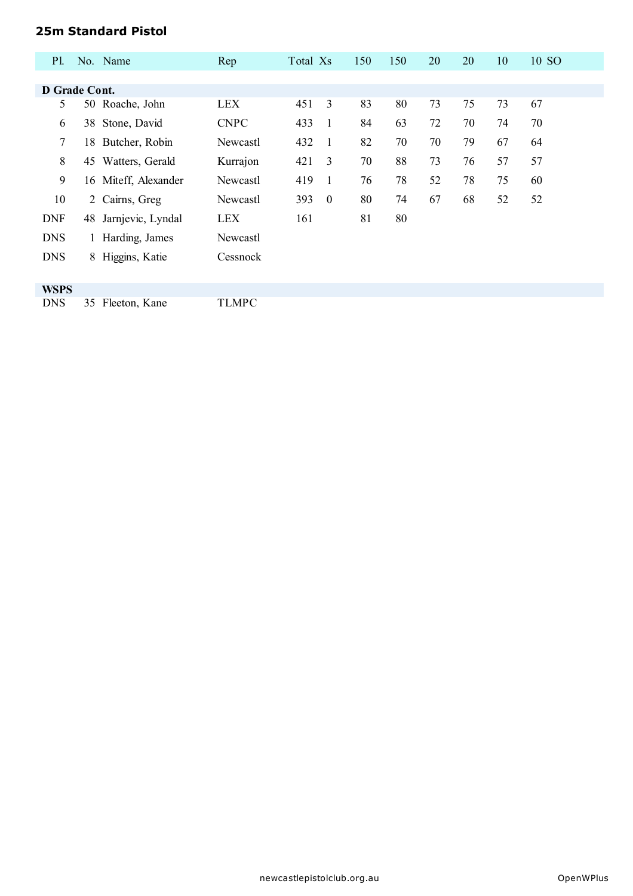## 25m Standard Pistol

| Pl. | No. | Name | Rep | Total | Xs | 150 | 150 | 20 | 20 | 10 | 10 | SO |
|---|---|---|---|---|---|---|---|---|---|---|---|---|
| **D Grade Cont.** | | | | | | | | | | | | |
| 5 | 50 | Roache, John | LEX | 451 | 3 | 83 | 80 | 73 | 75 | 73 | 67 | |
| 6 | 38 | Stone, David | CNPC | 433 | 1 | 84 | 63 | 72 | 70 | 74 | 70 | |
| 7 | 18 | Butcher, Robin | Newcastl | 432 | 1 | 82 | 70 | 70 | 79 | 67 | 64 | |
| 8 | 45 | Watters, Gerald | Kurrajon | 421 | 3 | 70 | 88 | 73 | 76 | 57 | 57 | |
| 9 | 16 | Miteff, Alexander | Newcastl | 419 | 1 | 76 | 78 | 52 | 78 | 75 | 60 | |
| 10 | 2 | Cairns, Greg | Newcastl | 393 | 0 | 80 | 74 | 67 | 68 | 52 | 52 | |
| DNF | 48 | Jarnjevic, Lyndal | LEX | 161 | | 81 | 80 | | | | | |
| DNS | 1 | Harding, James | Newcastl | | | | | | | | | |
| DNS | 8 | Higgins, Katie | Cessnock | | | | | | | | | |
| **WSPS** | | | | | | | | | | | | |
| DNS | 35 | Fleeton, Kane | TLMPC | | | | | | | | | |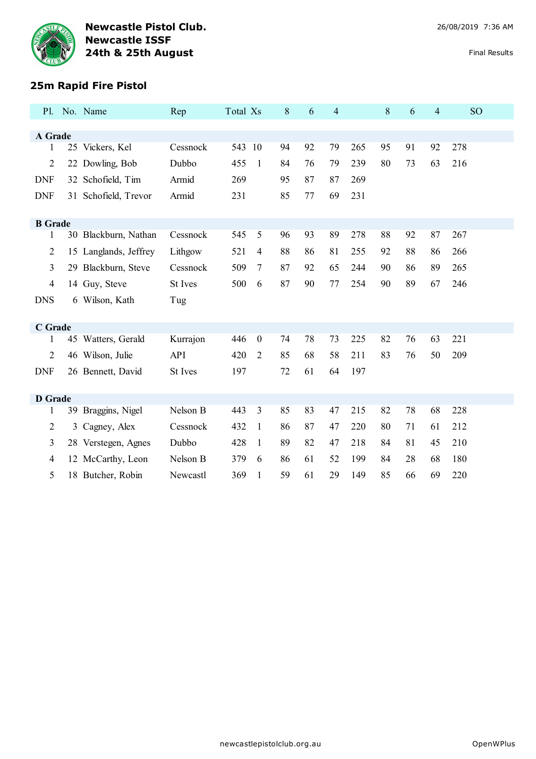# Newcastle Pistol Club.
# Newcastle ISSF
# 24th & 25th August

26/08/2019 7:36 AM

Final Results

## 25m Rapid Fire Pistol

| Pl. | No. | Name | Rep | Total | Xs | 8 | 6 | 4 | | 8 | 6 | 4 | | SO |
|---|---|---|---|---|---|---|---|---|---|---|---|---|---|---|
| **A Grade** | | | | | | | | | | | | | | |
| 1 | 25 | Vickers, Kel | Cessnock | 543 | 10 | 94 | 92 | 79 | 265 | 95 | 91 | 92 | 278 | |
| 2 | 22 | Dowling, Bob | Dubbo | 455 | 1 | 84 | 76 | 79 | 239 | 80 | 73 | 63 | 216 | |
| DNF | 32 | Schofield, Tim | Armid | 269 | | 95 | 87 | 87 | 269 | | | | | |
| DNF | 31 | Schofield, Trevor | Armid | 231 | | 85 | 77 | 69 | 231 | | | | | |
| **B Grade** | | | | | | | | | | | | | | |
| 1 | 30 | Blackburn, Nathan | Cessnock | 545 | 5 | 96 | 93 | 89 | 278 | 88 | 92 | 87 | 267 | |
| 2 | 15 | Langlands, Jeffrey | Lithgow | 521 | 4 | 88 | 86 | 81 | 255 | 92 | 88 | 86 | 266 | |
| 3 | 29 | Blackburn, Steve | Cessnock | 509 | 7 | 87 | 92 | 65 | 244 | 90 | 86 | 89 | 265 | |
| 4 | 14 | Guy, Steve | St Ives | 500 | 6 | 87 | 90 | 77 | 254 | 90 | 89 | 67 | 246 | |
| DNS | 6 | Wilson, Kath | Tug | | | | | | | | | | | |
| **C Grade** | | | | | | | | | | | | | | |
| 1 | 45 | Watters, Gerald | Kurrajon | 446 | 0 | 74 | 78 | 73 | 225 | 82 | 76 | 63 | 221 | |
| 2 | 46 | Wilson, Julie | API | 420 | 2 | 85 | 68 | 58 | 211 | 83 | 76 | 50 | 209 | |
| DNF | 26 | Bennett, David | St Ives | 197 | | 72 | 61 | 64 | 197 | | | | | |
| **D Grade** | | | | | | | | | | | | | | |
| 1 | 39 | Braggins, Nigel | Nelson B | 443 | 3 | 85 | 83 | 47 | 215 | 82 | 78 | 68 | 228 | |
| 2 | 3 | Cagney, Alex | Cessnock | 432 | 1 | 86 | 87 | 47 | 220 | 80 | 71 | 61 | 212 | |
| 3 | 28 | Verstegen, Agnes | Dubbo | 428 | 1 | 89 | 82 | 47 | 218 | 84 | 81 | 45 | 210 | |
| 4 | 12 | McCarthy, Leon | Nelson B | 379 | 6 | 86 | 61 | 52 | 199 | 84 | 28 | 68 | 180 | |
| 5 | 18 | Butcher, Robin | Newcastl | 369 | 1 | 59 | 61 | 29 | 149 | 85 | 66 | 69 | 220 | |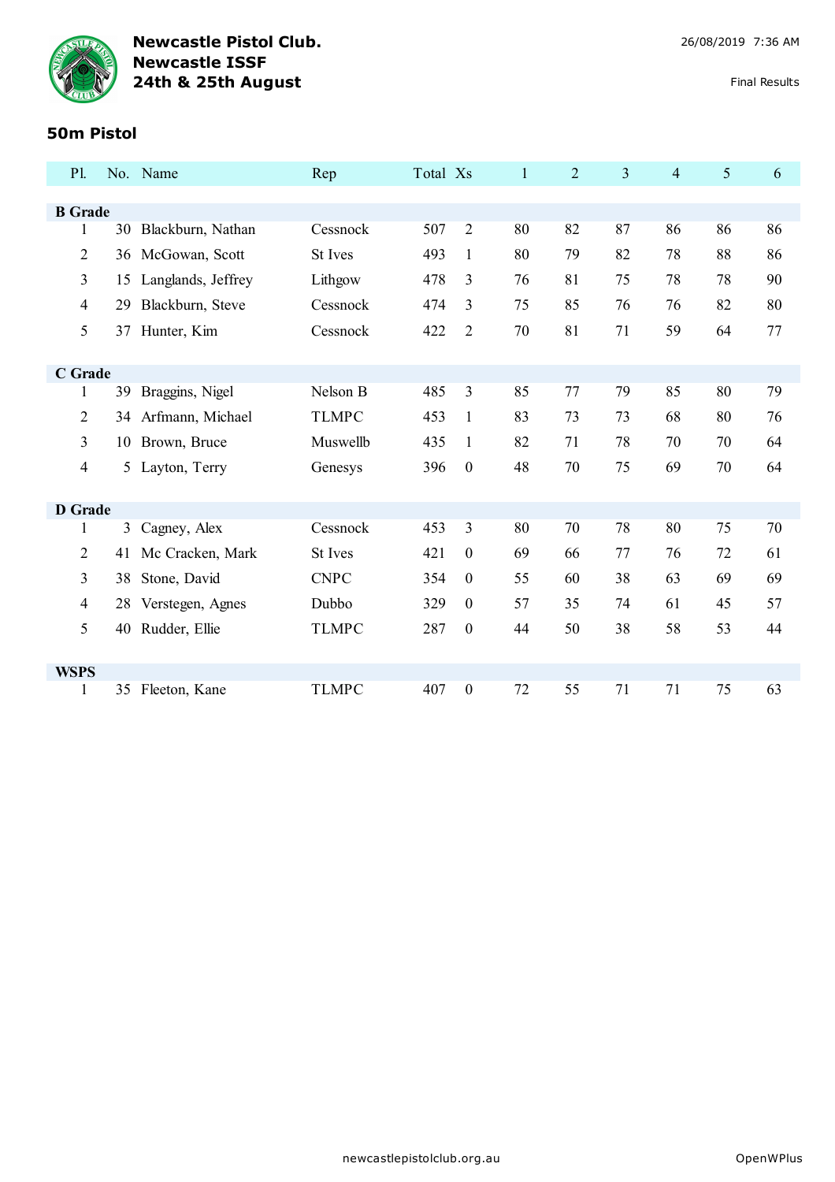**Newcastle Pistol Club.**
**Newcastle ISSF**
**24th & 25th August**

26/08/2019 7:36 AM

Final Results

## 50m Pistol

| Pl. | No. | Name | Rep | Total | Xs | 1 | 2 | 3 | 4 | 5 | 6 |
|---|---|---|---|---|---|---|---|---|---|---|---|
| **B Grade** | | | | | | | | | | | |
| 1 | 30 | Blackburn, Nathan | Cessnock | 507 | 2 | 80 | 82 | 87 | 86 | 86 | 86 |
| 2 | 36 | McGowan, Scott | St Ives | 493 | 1 | 80 | 79 | 82 | 78 | 88 | 86 |
| 3 | 15 | Langlands, Jeffrey | Lithgow | 478 | 3 | 76 | 81 | 75 | 78 | 78 | 90 |
| 4 | 29 | Blackburn, Steve | Cessnock | 474 | 3 | 75 | 85 | 76 | 76 | 82 | 80 |
| 5 | 37 | Hunter, Kim | Cessnock | 422 | 2 | 70 | 81 | 71 | 59 | 64 | 77 |
| **C Grade** | | | | | | | | | | | |
| 1 | 39 | Braggins, Nigel | Nelson B | 485 | 3 | 85 | 77 | 79 | 85 | 80 | 79 |
| 2 | 34 | Arfmann, Michael | TLMPC | 453 | 1 | 83 | 73 | 73 | 68 | 80 | 76 |
| 3 | 10 | Brown, Bruce | Muswellb | 435 | 1 | 82 | 71 | 78 | 70 | 70 | 64 |
| 4 | 5 | Layton, Terry | Genesys | 396 | 0 | 48 | 70 | 75 | 69 | 70 | 64 |
| **D Grade** | | | | | | | | | | | |
| 1 | 3 | Cagney, Alex | Cessnock | 453 | 3 | 80 | 70 | 78 | 80 | 75 | 70 |
| 2 | 41 | Mc Cracken, Mark | St Ives | 421 | 0 | 69 | 66 | 77 | 76 | 72 | 61 |
| 3 | 38 | Stone, David | CNPC | 354 | 0 | 55 | 60 | 38 | 63 | 69 | 69 |
| 4 | 28 | Verstegen, Agnes | Dubbo | 329 | 0 | 57 | 35 | 74 | 61 | 45 | 57 |
| 5 | 40 | Rudder, Ellie | TLMPC | 287 | 0 | 44 | 50 | 38 | 58 | 53 | 44 |
| **WSPS** | | | | | | | | | | | |
| 1 | 35 | Fleeton, Kane | TLMPC | 407 | 0 | 72 | 55 | 71 | 71 | 75 | 63 |

newcastlepistolclub.org.au

OpenWPlus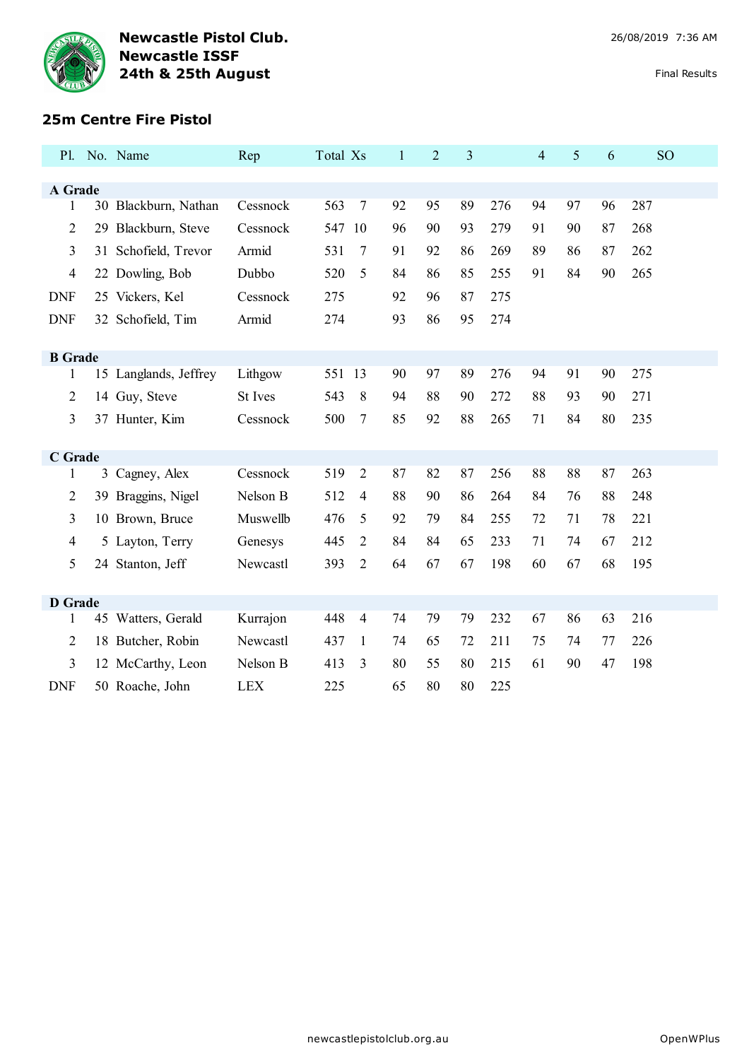# Newcastle Pistol Club.
# Newcastle ISSF
# 24th & 25th August

26/08/2019 7:36 AM

Final Results

## 25m Centre Fire Pistol

| Pl. | No. | Name | Rep | Total | Xs | 1 | 2 | 3 | | 4 | 5 | 6 | | SO |
|---|---|---|---|---|---|---|---|---|---|---|---|---|---|---|
| **A Grade** | | | | | | | | | | | | | | |
| 1 | 30 | Blackburn, Nathan | Cessnock | 563 | 7 | 92 | 95 | 89 | 276 | 94 | 97 | 96 | 287 | |
| 2 | 29 | Blackburn, Steve | Cessnock | 547 | 10 | 96 | 90 | 93 | 279 | 91 | 90 | 87 | 268 | |
| 3 | 31 | Schofield, Trevor | Armid | 531 | 7 | 91 | 92 | 86 | 269 | 89 | 86 | 87 | 262 | |
| 4 | 22 | Dowling, Bob | Dubbo | 520 | 5 | 84 | 86 | 85 | 255 | 91 | 84 | 90 | 265 | |
| DNF | 25 | Vickers, Kel | Cessnock | 275 | | 92 | 96 | 87 | 275 | | | | | |
| DNF | 32 | Schofield, Tim | Armid | 274 | | 93 | 86 | 95 | 274 | | | | | |
| **B Grade** | | | | | | | | | | | | | | |
| 1 | 15 | Langlands, Jeffrey | Lithgow | 551 | 13 | 90 | 97 | 89 | 276 | 94 | 91 | 90 | 275 | |
| 2 | 14 | Guy, Steve | St Ives | 543 | 8 | 94 | 88 | 90 | 272 | 88 | 93 | 90 | 271 | |
| 3 | 37 | Hunter, Kim | Cessnock | 500 | 7 | 85 | 92 | 88 | 265 | 71 | 84 | 80 | 235 | |
| **C Grade** | | | | | | | | | | | | | | |
| 1 | 3 | Cagney, Alex | Cessnock | 519 | 2 | 87 | 82 | 87 | 256 | 88 | 88 | 87 | 263 | |
| 2 | 39 | Braggins, Nigel | Nelson B | 512 | 4 | 88 | 90 | 86 | 264 | 84 | 76 | 88 | 248 | |
| 3 | 10 | Brown, Bruce | Muswellb | 476 | 5 | 92 | 79 | 84 | 255 | 72 | 71 | 78 | 221 | |
| 4 | 5 | Layton, Terry | Genesys | 445 | 2 | 84 | 84 | 65 | 233 | 71 | 74 | 67 | 212 | |
| 5 | 24 | Stanton, Jeff | Newcastl | 393 | 2 | 64 | 67 | 67 | 198 | 60 | 67 | 68 | 195 | |
| **D Grade** | | | | | | | | | | | | | | |
| 1 | 45 | Watters, Gerald | Kurrajon | 448 | 4 | 74 | 79 | 79 | 232 | 67 | 86 | 63 | 216 | |
| 2 | 18 | Butcher, Robin | Newcastl | 437 | 1 | 74 | 65 | 72 | 211 | 75 | 74 | 77 | 226 | |
| 3 | 12 | McCarthy, Leon | Nelson B | 413 | 3 | 80 | 55 | 80 | 215 | 61 | 90 | 47 | 198 | |
| DNF | 50 | Roache, John | LEX | 225 | | 65 | 80 | 80 | 225 | | | | | |

newcastlepistolclub.org.au

OpenWPlus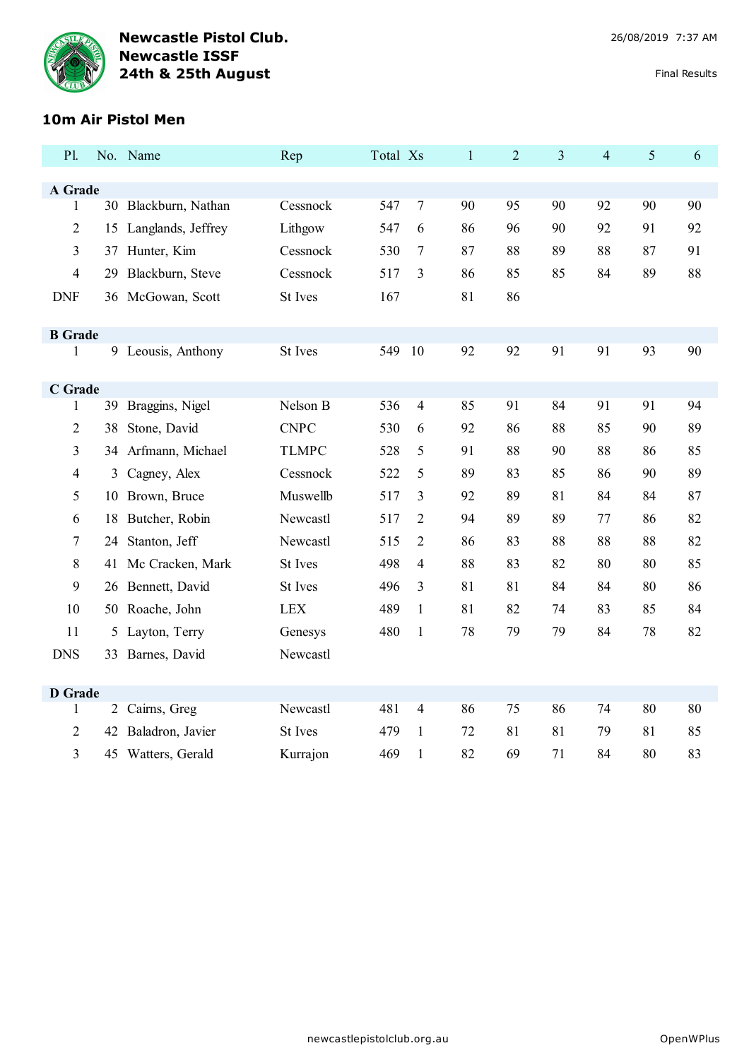# Newcastle Pistol Club.
# Newcastle ISSF
# 24th & 25th August

26/08/2019 7:37 AM

Final Results

## 10m Air Pistol Men

| Pl. | No. | Name | Rep | Total | Xs | 1 | 2 | 3 | 4 | 5 | 6 |
|---|---|---|---|---|---|---|---|---|---|---|---|
| **A Grade** | | | | | | | | | | | |
| 1 | 30 | Blackburn, Nathan | Cessnock | 547 | 7 | 90 | 95 | 90 | 92 | 90 | 90 |
| 2 | 15 | Langlands, Jeffrey | Lithgow | 547 | 6 | 86 | 96 | 90 | 92 | 91 | 92 |
| 3 | 37 | Hunter, Kim | Cessnock | 530 | 7 | 87 | 88 | 89 | 88 | 87 | 91 |
| 4 | 29 | Blackburn, Steve | Cessnock | 517 | 3 | 86 | 85 | 85 | 84 | 89 | 88 |
| DNF | 36 | McGowan, Scott | St Ives | 167 | | 81 | 86 | | | | |
| **B Grade** | | | | | | | | | | | |
| 1 | 9 | Leousis, Anthony | St Ives | 549 | 10 | 92 | 92 | 91 | 91 | 93 | 90 |
| **C Grade** | | | | | | | | | | | |
| 1 | 39 | Braggins, Nigel | Nelson B | 536 | 4 | 85 | 91 | 84 | 91 | 91 | 94 |
| 2 | 38 | Stone, David | CNPC | 530 | 6 | 92 | 86 | 88 | 85 | 90 | 89 |
| 3 | 34 | Arfmann, Michael | TLMPC | 528 | 5 | 91 | 88 | 90 | 88 | 86 | 85 |
| 4 | 3 | Cagney, Alex | Cessnock | 522 | 5 | 89 | 83 | 85 | 86 | 90 | 89 |
| 5 | 10 | Brown, Bruce | Muswellb | 517 | 3 | 92 | 89 | 81 | 84 | 84 | 87 |
| 6 | 18 | Butcher, Robin | Newcastl | 517 | 2 | 94 | 89 | 89 | 77 | 86 | 82 |
| 7 | 24 | Stanton, Jeff | Newcastl | 515 | 2 | 86 | 83 | 88 | 88 | 88 | 82 |
| 8 | 41 | Mc Cracken, Mark | St Ives | 498 | 4 | 88 | 83 | 82 | 80 | 80 | 85 |
| 9 | 26 | Bennett, David | St Ives | 496 | 3 | 81 | 81 | 84 | 84 | 80 | 86 |
| 10 | 50 | Roache, John | LEX | 489 | 1 | 81 | 82 | 74 | 83 | 85 | 84 |
| 11 | 5 | Layton, Terry | Genesys | 480 | 1 | 78 | 79 | 79 | 84 | 78 | 82 |
| DNS | 33 | Barnes, David | Newcastl | | | | | | | | |
| **D Grade** | | | | | | | | | | | |
| 1 | 2 | Cairns, Greg | Newcastl | 481 | 4 | 86 | 75 | 86 | 74 | 80 | 80 |
| 2 | 42 | Baladron, Javier | St Ives | 479 | 1 | 72 | 81 | 81 | 79 | 81 | 85 |
| 3 | 45 | Watters, Gerald | Kurrajon | 469 | 1 | 82 | 69 | 71 | 84 | 80 | 83 |

newcastlepistolclub.org.au

OpenWPlus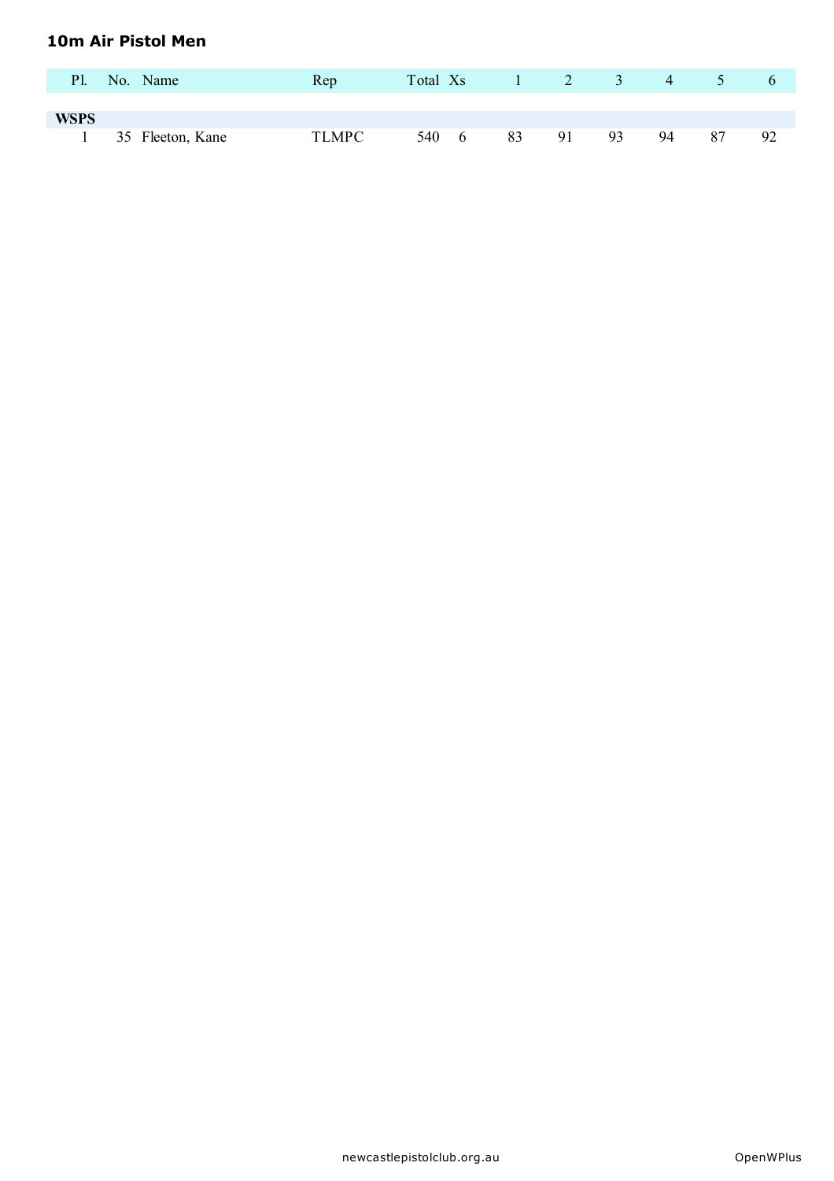## 10m Air Pistol Men

| Pl. | No. | Name | Rep | Total | Xs | 1 | 2 | 3 | 4 | 5 | 6 |
|---|---|---|---|---|---|---|---|---|---|---|---|
| **WSPS** | | | | | | | | | | | |
| 1 | 35 | Fleeton, Kane | TLMPC | 540 | 6 | 83 | 91 | 93 | 94 | 87 | 92 |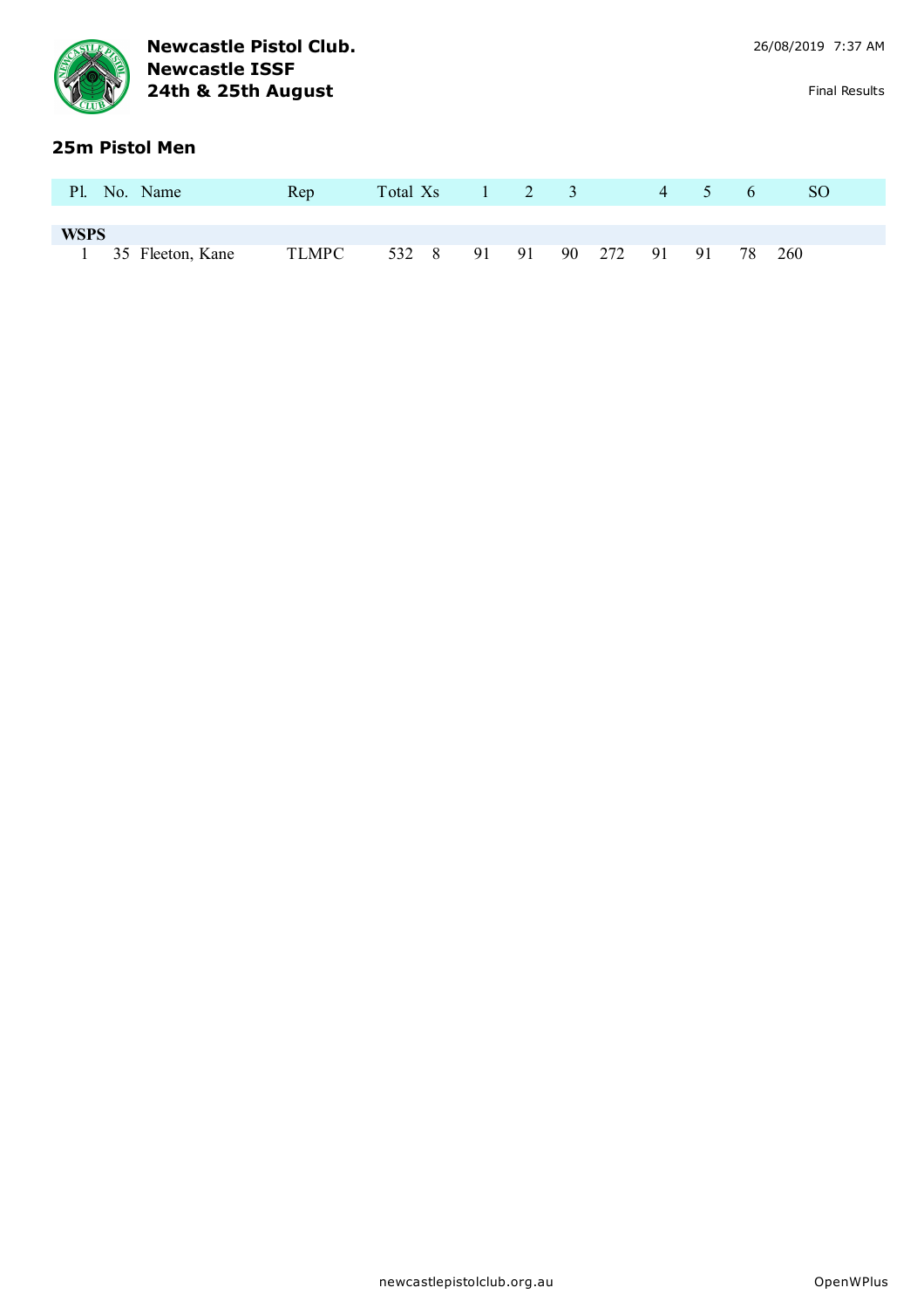**Newcastle Pistol Club.**
**Newcastle ISSF**
**24th & 25th August**

26/08/2019 7:37 AM

Final Results

## 25m Pistol Men

| Pl. | No. | Name | Rep | Total | Xs | 1 | 2 | 3 | | 4 | 5 | 6 | | SO |
|---|---|---|---|---|---|---|---|---|---|---|---|---|---|---|
| **WSPS** | | | | | | | | | | | | | | |
| 1 | 35 | Fleeton, Kane | TLMPC | 532 | 8 | 91 | 91 | 90 | 272 | 91 | 91 | 78 | 260 | |

newcastlepistolclub.org.au

OpenWPlus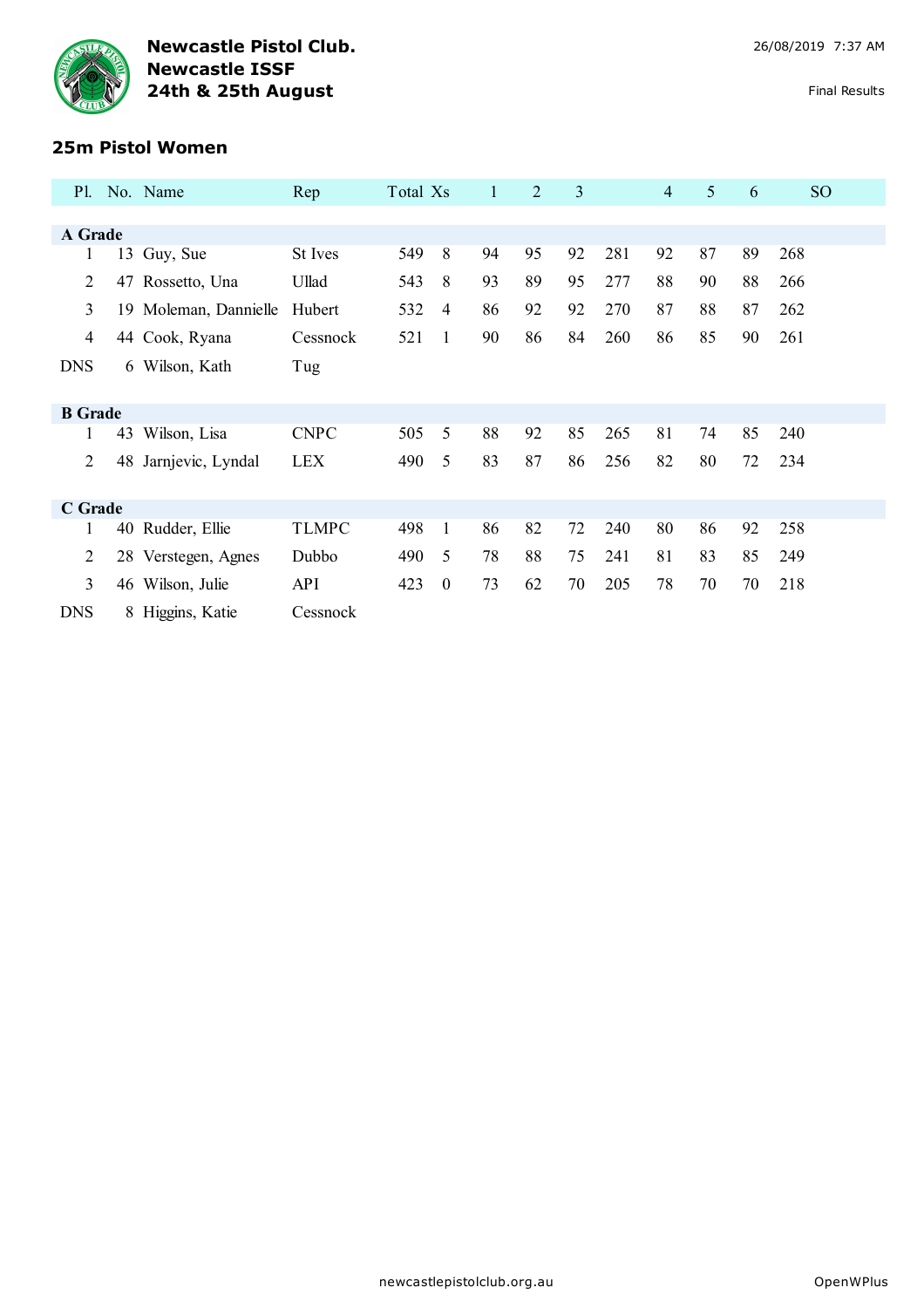**Newcastle Pistol Club.**
**Newcastle ISSF**
**24th & 25th August**

26/08/2019 7:37 AM

Final Results

## 25m Pistol Women

| Pl. | No. | Name | Rep | Total | Xs | 1 | 2 | 3 | | 4 | 5 | 6 | | SO |
|---|---|---|---|---|---|---|---|---|---|---|---|---|---|---|
| **A Grade** | | | | | | | | | | | | | | |
| 1 | 13 | Guy, Sue | St Ives | 549 | 8 | 94 | 95 | 92 | 281 | 92 | 87 | 89 | 268 | |
| 2 | 47 | Rossetto, Una | Ullad | 543 | 8 | 93 | 89 | 95 | 277 | 88 | 90 | 88 | 266 | |
| 3 | 19 | Moleman, Dannielle | Hubert | 532 | 4 | 86 | 92 | 92 | 270 | 87 | 88 | 87 | 262 | |
| 4 | 44 | Cook, Ryana | Cessnock | 521 | 1 | 90 | 86 | 84 | 260 | 86 | 85 | 90 | 261 | |
| DNS | 6 | Wilson, Kath | Tug | | | | | | | | | | | |
| **B Grade** | | | | | | | | | | | | | | |
| 1 | 43 | Wilson, Lisa | CNPC | 505 | 5 | 88 | 92 | 85 | 265 | 81 | 74 | 85 | 240 | |
| 2 | 48 | Jarnjevic, Lyndal | LEX | 490 | 5 | 83 | 87 | 86 | 256 | 82 | 80 | 72 | 234 | |
| **C Grade** | | | | | | | | | | | | | | |
| 1 | 40 | Rudder, Ellie | TLMPC | 498 | 1 | 86 | 82 | 72 | 240 | 80 | 86 | 92 | 258 | |
| 2 | 28 | Verstegen, Agnes | Dubbo | 490 | 5 | 78 | 88 | 75 | 241 | 81 | 83 | 85 | 249 | |
| 3 | 46 | Wilson, Julie | API | 423 | 0 | 73 | 62 | 70 | 205 | 78 | 70 | 70 | 218 | |
| DNS | 8 | Higgins, Katie | Cessnock | | | | | | | | | | | |

newcastlepistolclub.org.au

OpenWPlus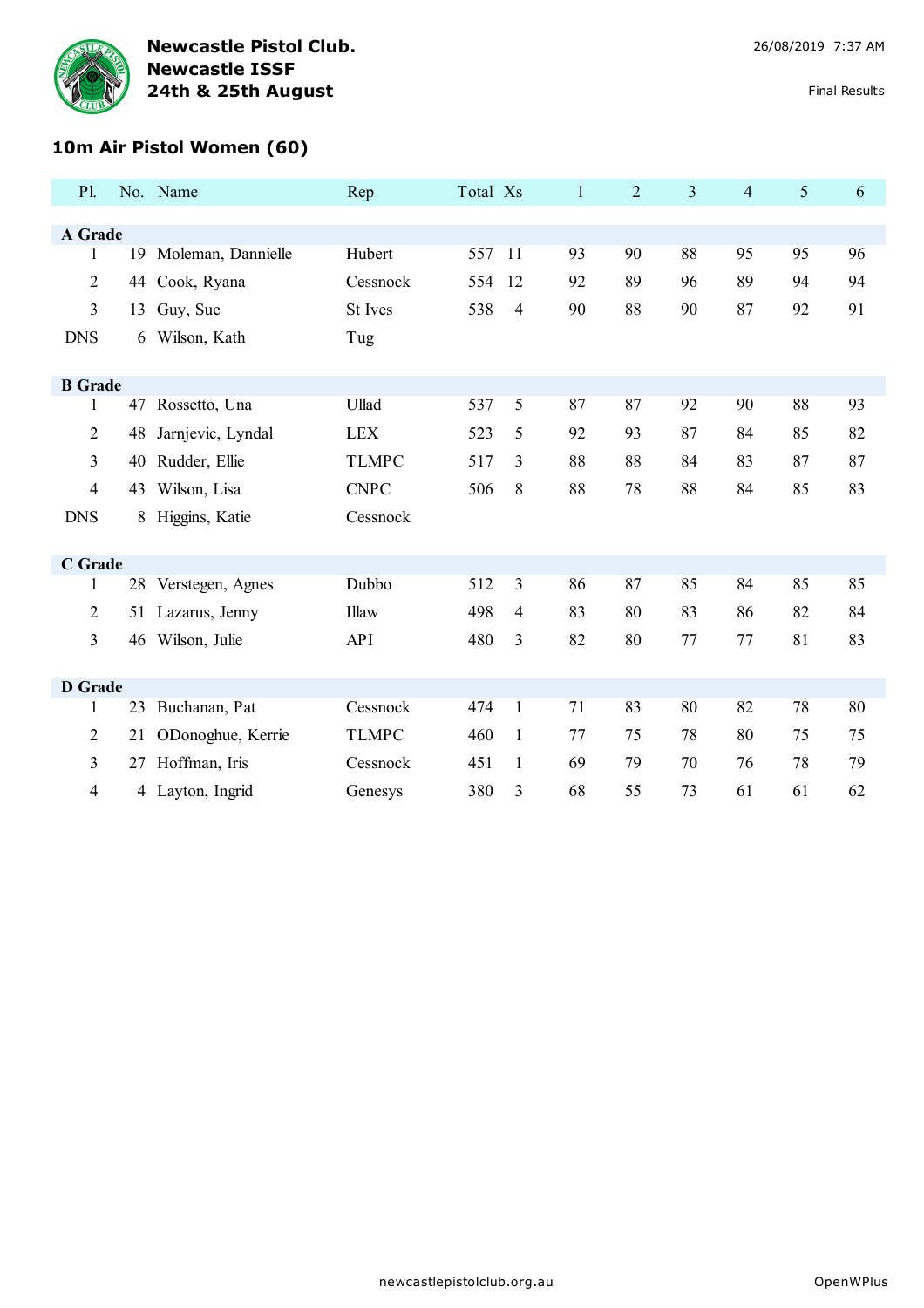**Newcastle Pistol Club.**
**Newcastle ISSF**
**24th & 25th August**

26/08/2019 7:37 AM

Final Results

## 10m Air Pistol Women (60)

| Pl. | No. | Name | Rep | Total | Xs | 1 | 2 | 3 | 4 | 5 | 6 |
|---|---|---|---|---|---|---|---|---|---|---|---|
| **A Grade** | | | | | | | | | | | |
| 1 | 19 | Moleman, Dannielle | Hubert | 557 | 11 | 93 | 90 | 88 | 95 | 95 | 96 |
| 2 | 44 | Cook, Ryana | Cessnock | 554 | 12 | 92 | 89 | 96 | 89 | 94 | 94 |
| 3 | 13 | Guy, Sue | St Ives | 538 | 4 | 90 | 88 | 90 | 87 | 92 | 91 |
| DNS | 6 | Wilson, Kath | Tug | | | | | | | | |
| **B Grade** | | | | | | | | | | | |
| 1 | 47 | Rossetto, Una | Ullad | 537 | 5 | 87 | 87 | 92 | 90 | 88 | 93 |
| 2 | 48 | Jarnjevic, Lyndal | LEX | 523 | 5 | 92 | 93 | 87 | 84 | 85 | 82 |
| 3 | 40 | Rudder, Ellie | TLMPC | 517 | 3 | 88 | 88 | 84 | 83 | 87 | 87 |
| 4 | 43 | Wilson, Lisa | CNPC | 506 | 8 | 88 | 78 | 88 | 84 | 85 | 83 |
| DNS | 8 | Higgins, Katie | Cessnock | | | | | | | | |
| **C Grade** | | | | | | | | | | | |
| 1 | 28 | Verstegen, Agnes | Dubbo | 512 | 3 | 86 | 87 | 85 | 84 | 85 | 85 |
| 2 | 51 | Lazarus, Jenny | Illaw | 498 | 4 | 83 | 80 | 83 | 86 | 82 | 84 |
| 3 | 46 | Wilson, Julie | API | 480 | 3 | 82 | 80 | 77 | 77 | 81 | 83 |
| **D Grade** | | | | | | | | | | | |
| 1 | 23 | Buchanan, Pat | Cessnock | 474 | 1 | 71 | 83 | 80 | 82 | 78 | 80 |
| 2 | 21 | ODonoghue, Kerrie | TLMPC | 460 | 1 | 77 | 75 | 78 | 80 | 75 | 75 |
| 3 | 27 | Hoffman, Iris | Cessnock | 451 | 1 | 69 | 79 | 70 | 76 | 78 | 79 |
| 4 | 4 | Layton, Ingrid | Genesys | 380 | 3 | 68 | 55 | 73 | 61 | 61 | 62 |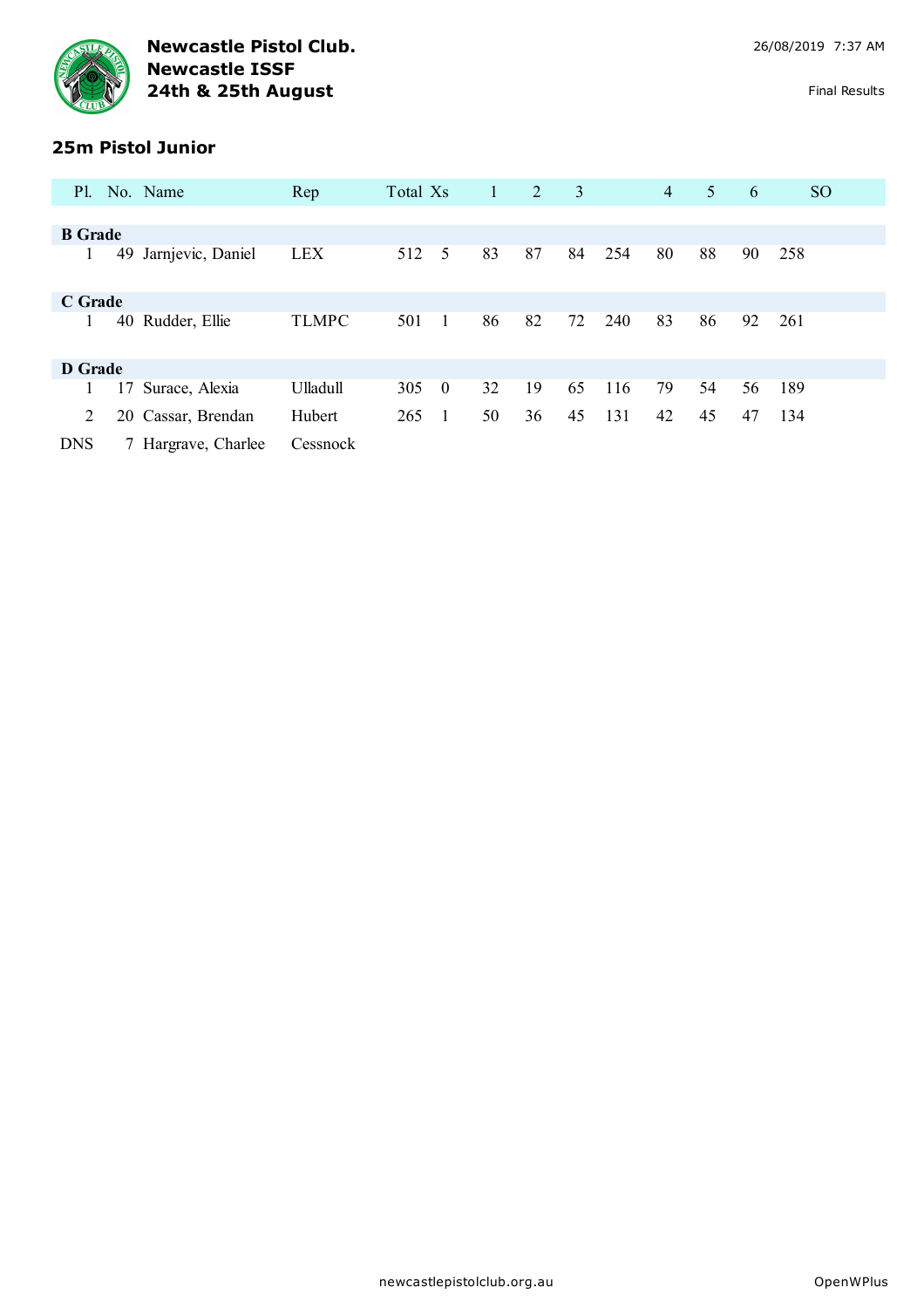**Newcastle Pistol Club.**
**Newcastle ISSF**
**24th & 25th August**

26/08/2019 7:37 AM

Final Results

## 25m Pistol Junior

| Pl. | No. | Name | Rep | Total | Xs | 1 | 2 | 3 | | 4 | 5 | 6 | | SO |
|---|---|---|---|---|---|---|---|---|---|---|---|---|---|---|
| **B Grade** | | | | | | | | | | | | | | |
| 1 | 49 | Jarnjevic, Daniel | LEX | 512 | 5 | 83 | 87 | 84 | 254 | 80 | 88 | 90 | 258 | |
| **C Grade** | | | | | | | | | | | | | | |
| 1 | 40 | Rudder, Ellie | TLMPC | 501 | 1 | 86 | 82 | 72 | 240 | 83 | 86 | 92 | 261 | |
| **D Grade** | | | | | | | | | | | | | | |
| 1 | 17 | Surace, Alexia | Ulladull | 305 | 0 | 32 | 19 | 65 | 116 | 79 | 54 | 56 | 189 | |
| 2 | 20 | Cassar, Brendan | Hubert | 265 | 1 | 50 | 36 | 45 | 131 | 42 | 45 | 47 | 134 | |
| DNS | 7 | Hargrave, Charlee | Cessnock | | | | | | | | | | | |

newcastlepistolclub.org.au

OpenWPlus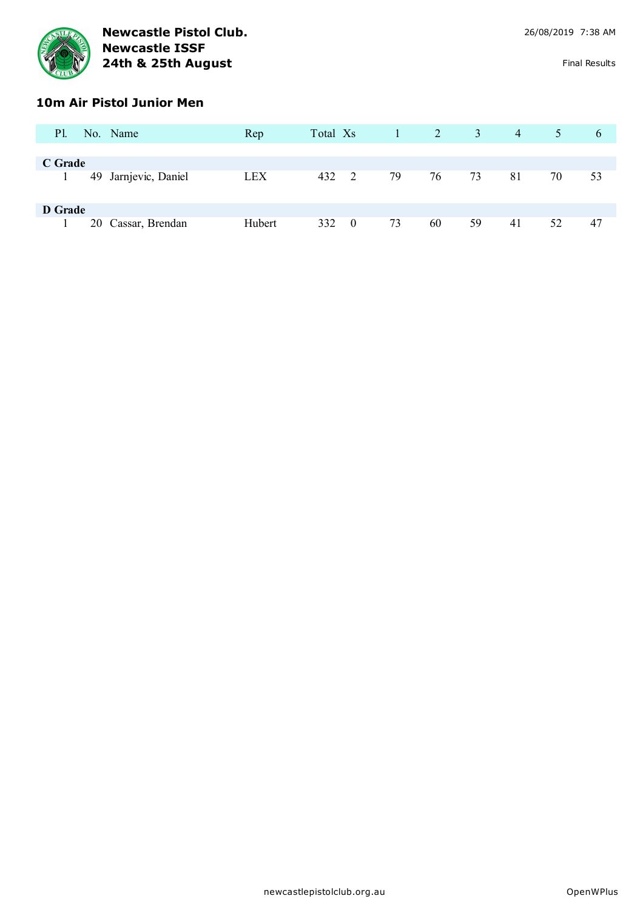**Newcastle Pistol Club.**
**Newcastle ISSF**
**24th & 25th August**

Final Results

## 10m Air Pistol Junior Men

| Pl. | No. | Name | Rep | Total | Xs | 1 | 2 | 3 | 4 | 5 | 6 |
|---|---|---|---|---|---|---|---|---|---|---|---|
| **C Grade** | | | | | | | | | | | |
| 1 | 49 | Jarnjevic, Daniel | LEX | 432 | 2 | 79 | 76 | 73 | 81 | 70 | 53 |
| **D Grade** | | | | | | | | | | | |
| 1 | 20 | Cassar, Brendan | Hubert | 332 | 0 | 73 | 60 | 59 | 41 | 52 | 47 |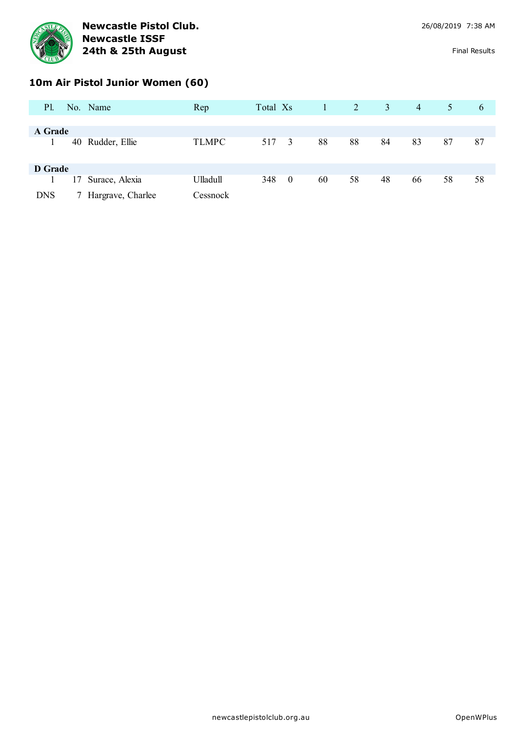Newcastle Pistol Club.
Newcastle ISSF
24th & 25th August

26/08/2019 7:38 AM

Final Results

## 10m Air Pistol Junior Women (60)

| Pl. | No. | Name | Rep | Total | Xs | 1 | 2 | 3 | 4 | 5 | 6 |
|---|---|---|---|---|---|---|---|---|---|---|---|
| **A Grade** | | | | | | | | | | | |
| 1 | 40 | Rudder, Ellie | TLMPC | 517 | 3 | 88 | 88 | 84 | 83 | 87 | 87 |
| **D Grade** | | | | | | | | | | | |
| 1 | 17 | Surace, Alexia | Ulladull | 348 | 0 | 60 | 58 | 48 | 66 | 58 | 58 |
| DNS | 7 | Hargrave, Charlee | Cessnock | | | | | | | | |

newcastlepistolclub.org.au

OpenWPlus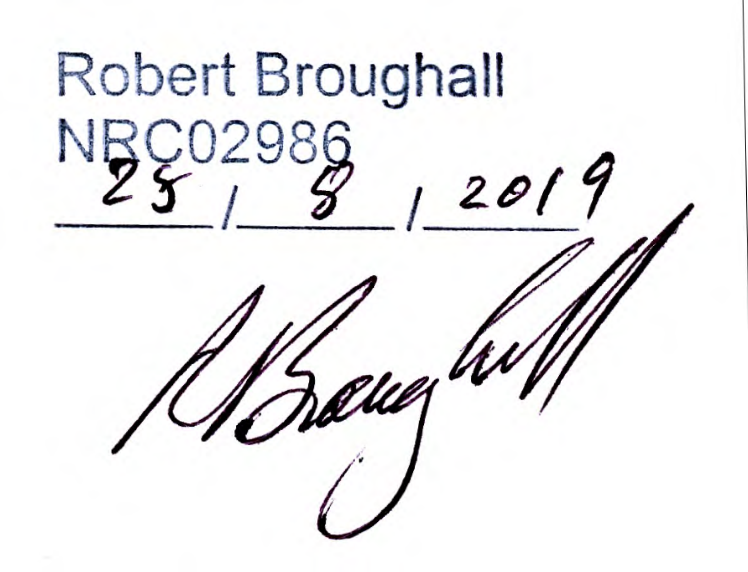Robert Broughall
NRC02986

25 / 8 / 2019